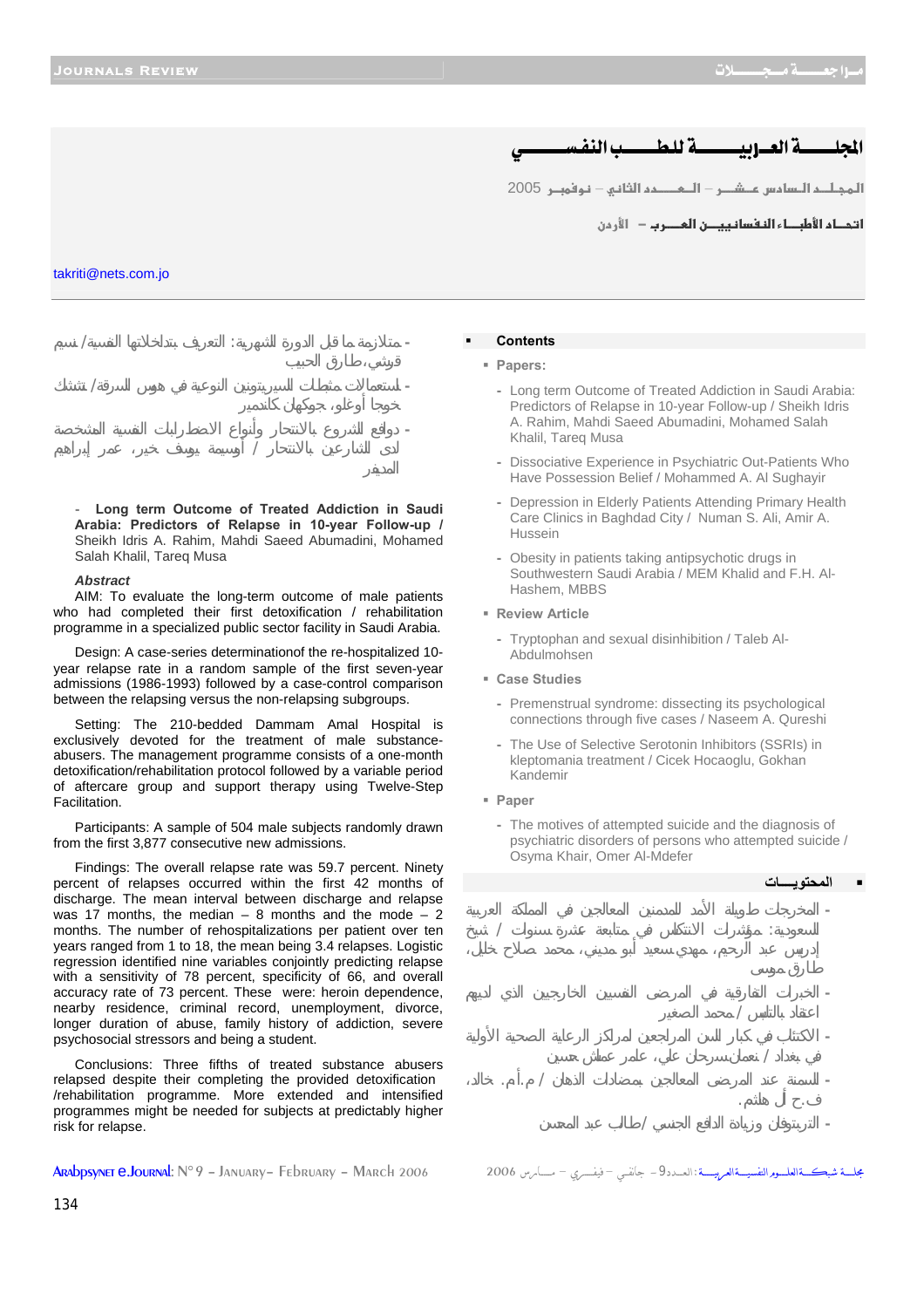# المجلــــة العـربيـــــة للطـــــب النفســــــي

المجلــد الســادس عـشــر – العـــــدد الثاني – نوفمبـر 2005

اتحــاد الأطبــاء النفسانييــن العـــرب – الأردن

takriti@nets.com.jo

## ▪ Contents

▪ **Papers:**

- Long term Outcome of Treated Addiction in Saudi Arabia: Predictors of Relapse in 10-year Follow-up / Sheikh Idris A. Rahim, Mahdi Saeed Abumadini, Mohamed Salah Khalil, Tareq Musa
- Dissociative Experience in Psychiatric Out-Patients Who Have Possession Belief / Mohammed A. Al Sughayir
- Depression in Elderly Patients Attending Primary Health Care Clinics in Baghdad City / Numan S. Ali, Amir A. Hussein
- Obesity in patients taking antipsychotic drugs in Southwestern Saudi Arabia / MEM Khalid and F.H. Al-Hashem, MBBS

▪ **Review Article**

- Tryptophan and sexual disinhibition / Taleb Al-Abdulmohsen

▪ **Case Studies**

- Premenstrual syndrome: dissecting its psychological connections through five cases / Naseem A. Qureshi
- The Use of Selective Serotonin Inhibitors (SSRIs) in kleptomania treatment / Cicek Hocaoglu, Gokhan Kandemir

▪ **Paper**

- The motives of attempted suicide and the diagnosis of psychiatric disorders of persons who attempted suicide / Osyma Khair, Omer Al-Mdefer

## ▪ المحتويــــات

- المخرجات طويلة الأمد للمدمنين المعالجين في المملكة العربية السعودية: مؤشرات الانتكاس في متابعة عشرة سنوات / شيخ إدريس عبد الرحيم، مهدي سعيد أبو مديني، محمد صلاح خليل، طارق موسى
- الخبرات الفارقية في المرضى النفسيين الخارجين الذين لديهم اعتقاد بالتلبس / محمد الصغير
- الاكتئاب في كبار السن المراجعين لمراكز الرعاية الصحية الأولية في بغداد / نعمان سرحان علي، عامر عماش حسين
- السمنة عند المرضى المعالجين بمضادات الذهان / م.أ.م. خالد، ف.ح. آل هاشم.
- التريبتوفان وزيادة الدافع الجنسي /طالب عبد المحسن
- متلازمة ما قبل الدورة الشهرية: التعريف بتداخلاتها النفسية/ نسيم قريشي، طارق الحبيب
- استعمالات مثبطات السيروتونين النوعية في هوس السرقة/ تشتشك خوجا أوغلو، جوكهان كاندمير
- دوافع الشروع بالانتحار وأنواع الاضطرابات النفسية المشخصة لدى الشارعين بالانتحار / أوسيمة يوسف خير، عمر إبراهيم المدفر

- **Long term Outcome of Treated Addiction in Saudi Arabia: Predictors of Relapse in 10-year Follow-up /** Sheikh Idris A. Rahim, Mahdi Saeed Abumadini, Mohamed Salah Khalil, Tareq Musa

***Abstract***

AIM: To evaluate the long-term outcome of male patients who had completed their first detoxification / rehabilitation programme in a specialized public sector facility in Saudi Arabia.

Design: A case-series determinationof the re-hospitalized 10-year relapse rate in a random sample of the first seven-year admissions (1986-1993) followed by a case-control comparison between the relapsing versus the non-relapsing subgroups.

Setting: The 210-bedded Dammam Amal Hospital is exclusively devoted for the treatment of male substance-abusers. The management programme consists of a one-month detoxification/rehabilitation protocol followed by a variable period of aftercare group and support therapy using Twelve-Step Facilitation.

Participants: A sample of 504 male subjects randomly drawn from the first 3,877 consecutive new admissions.

Findings: The overall relapse rate was 59.7 percent. Ninety percent of relapses occurred within the first 42 months of discharge. The mean interval between discharge and relapse was 17 months, the median – 8 months and the mode – 2 months. The number of rehospitalizations per patient over ten years ranged from 1 to 18, the mean being 3.4 relapses. Logistic regression identified nine variables conjointly predicting relapse with a sensitivity of 78 percent, specificity of 66, and overall accuracy rate of 73 percent. These were: heroin dependence, nearby residence, criminal record, unemployment, divorce, longer duration of abuse, family history of addiction, severe psychosocial stressors and being a student.

Conclusions: Three fifths of treated substance abusers relapsed despite their completing the provided detoxification /rehabilitation programme. More extended and intensified programmes might be needed for subjects at predictably higher risk for relapse.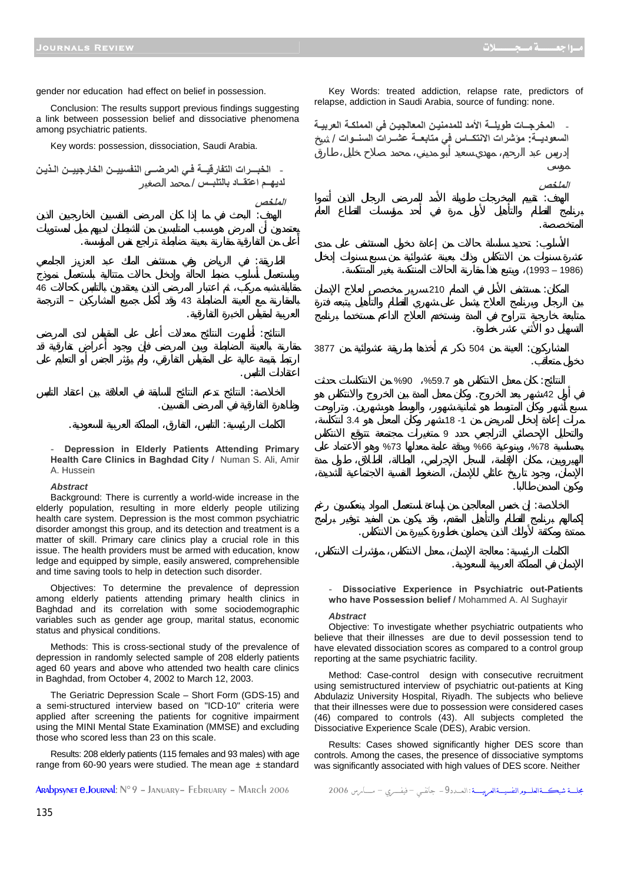Key Words: treated addiction, relapse rate, predictors of relapse, addiction in Saudi Arabia, source of funding: none.

- المخرجـات طويلـة الأمد للمدمنين المعالجين في المملكـة العربيـة السعوديـة: مؤشرات الانتكـاس في متابعـة عشـرات السنـوات / شيخ إدريس عبد الرحيم، مهدي سعيد أبو مديني، محمد صلاح خليل، طارق موسى

*الملخص*

الهدف: تقييم المخرجات طويلة الأمد للمرضى الرجال الذين أتموا برنامج الفطام والتأهيل لأول مرة في أحد مؤسسات القطاع العام المتخصصة.

الأسلوب: تحديد سلسلة حالات من إعادة دخول المستشفى على مدى عشرة سنوات من الانتكاس وذلك بعينة عشوائية من سبع سنوات إدخال (1986 – 1993)، ويتبع هذا مقارنة الحالات المنتكسة بغير المنتكسة.

المكان: مستشفى الأمل في الدمام 210 سرير مخصص لعلاج الإدمان بين الرجل وبرنامج العلاج يشمل على شهري الفطام والتأهيل يتبعه فترة متابعة خارجية تتراوح في المدة ونستخدم العلاج الداعم مستخدما برنامج التسهيل ذو الأثني عشر خطوة.

المشاركون: العينة من 504 ذكر تم أخذها بطريقة عشوائية من 3877 دخول متعاقب.

النتائج: كان معدل الانتكاس هو 59.7%، 90% من الانتكاسات حدثت في أول 42 شهر بعد الخروج. وكان معدل المدة بين الخروج والانتكاس هو سبع أشهر وكان المتوسط هو ثمانية شهور، والوسط هو شهرين. وتراوحت مرات إعادة إدخال المريض من 1- 18 شهر وكان المعدل هو 3.4 انتكاسة، والتحليل الإحصائي التراجعي حدد 9 متغيرات مجتمعة تتوقع الانتكاس بحساسية 78%، وبنوعية 66% وبدقة علامة معدلها 73% وهو الاعتماد على الهيروين، مكان الإقامة، السجل الإجرامي، البطالة، الطلاق، طول مدة الإدمان، وجود تاريخ عائلي للإدمان، الضغوط النفسية الاجتماعية الشديدة، وكون المدمن طالبا.

الخلاصة: إن خمس المعالجين من إساءة استعمال المواد ينعكسون رغم إكمالهم برنامج الفطام والتأهيل المقدم، وقد يكون من المفيد توفير برامج ممتدة ومكثفة لأولئك الذين يحملون خطورة كبيرة من الانتكاس.

الكلمات الرئيسية: معالجة الإدمان، معدل الانتكاس، مؤشرات الانتكاس، الإدمان في المملكة العربية السعودية.

- **Dissociative Experience in Psychiatric out-Patients who have Possession belief** / Mohammed A. Al Sughayir

***Abstract***

Objective: To investigate whether psychiatric outpatients who believe that their illnesses are due to devil possession tend to have elevated dissociation scores as compared to a control group reporting at the same psychiatric facility.

Method: Case-control design with consecutive recruitment using semistructured interview of psychiatric out-patients at King Abdulaziz University Hospital, Riyadh. The subjects who believe that their illnesses were due to possession were considered cases (46) compared to controls (43). All subjects completed the Dissociative Experience Scale (DES), Arabic version.

Results: Cases showed significantly higher DES score than controls. Among the cases, the presence of dissociative symptoms was significantly associated with high values of DES score. Neither gender nor education had effect on belief in possession.

Conclusion: The results support previous findings suggesting a link between possession belief and dissociative phenomena among psychiatric patients.

Key words: possession, dissociation, Saudi Arabia.

- الخبـرات التفارقيـة فـي المرضـى النفسييـن الخارجييـن الـذيـن لديهـم اعتقـاد بالتلبـس / محمد الصغير

*الملخص*

الهدف: البحث في ما إذا كان المرضى النفسين الخارجيين الذين يعتقدون أن المرض هو بسبب المتلبسين من الشيطان لديهم ميل لمستويات أعلى من التفارقية مقارنة بعينة ضابطة تراجع نفس المؤسسة.

الطريقة: في الرياض وفي مستشفى الملك عبد العزيز الجامعي وباستعمال أسلوب ضبط الحالة وإدخال حالات متتالية باستعمال نموذج مقابلة شبه مركب، تم اعتبار المرضى الذين يعتقدون بالتلبس كحالات 46 بالمقارنة مع العينة الضابطة 43 وقد أكمل جميع المشاركين – الترجمة العربية لمقياس الخبرة التفارقية.

النتائج: أظهرت النتائج معدلات أعلى على المقياس لدى المرضى مقارنة بالعينة الضابطة وبين المرضى فإن وجود أعراض تفارقية قد ارتبط بقيمة عالية على المقياس التفارقي، ولم يؤثر الجنس أو التعليم على اعتقادات التلبس.

الخلاصة: النتائج تدعم النتائج السابقة في العلاقة بين اعتقاد التلبس وظاهرة التفارقية في المرضى النفسيين.

الكلمات الرئيسية: التلبس، التفارق، المملكة العربية السعودية.

- **Depression in Elderly Patients Attending Primary Health Care Clinics in Baghdad City** / Numan S. Ali, Amir A. Hussein

***Abstract***

Background: There is currently a world-wide increase in the elderly population, resulting in more elderly people utilizing health care system. Depression is the most common psychiatric disorder amongst this group, and its detection and treatment is a matter of skill. Primary care clinics play a crucial role in this issue. The health providers must be armed with education, knowledge and equipped by simple, easily answered, comprehensible and time saving tools to help in detection such disorder.

Objectives: To determine the prevalence of depression among elderly patients attending primary health clinics in Baghdad and its correlation with some sociodemographic variables such as gender age group, marital status, economic status and physical conditions.

Methods: This is cross-sectional study of the prevalence of depression in randomly selected sample of 208 elderly patients aged 60 years and above who attended two health care clinics in Baghdad, from October 4, 2002 to March 12, 2003.

The Geriatric Depression Scale – Short Form (GDS-15) and a semi-structured interview based on "ICD-10" criteria were applied after screening the patients for cognitive impairment using the MINI Mental State Examination (MMSE) and excluding those who scored less than 23 on this scale.

Results: 208 elderly patients (115 females and 93 males) with age range from 60-90 years were studied. The mean age ± standard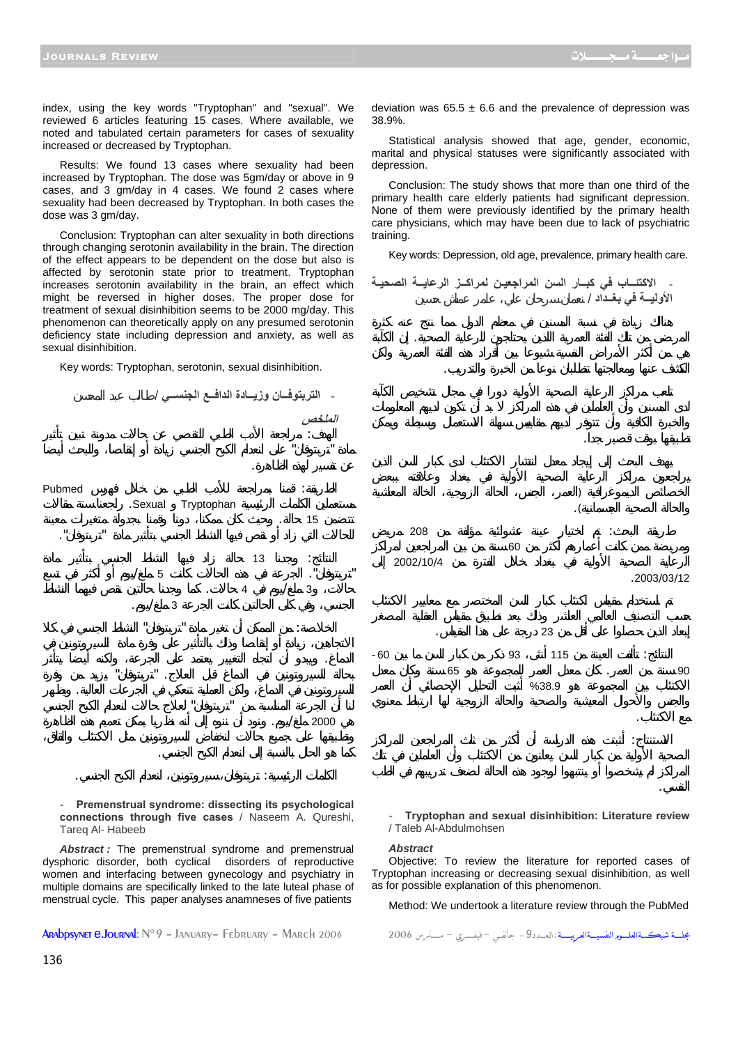index, using the key words "Tryptophan" and "sexual". We reviewed 6 articles featuring 15 cases. Where available, we noted and tabulated certain parameters for cases of sexuality increased or decreased by Tryptophan.

Results: We found 13 cases where sexuality had been increased by Tryptophan. The dose was 5gm/day or above in 9 cases, and 3 gm/day in 4 cases. We found 2 cases where sexuality had been decreased by Tryptophan. In both cases the dose was 3 gm/day.

Conclusion: Tryptophan can alter sexuality in both directions through changing serotonin availability in the brain. The direction of the effect appears to be dependent on the dose but also is affected by serotonin state prior to treatment. Tryptophan increases serotonin availability in the brain, an effect which might be reversed in higher doses. The proper dose for treatment of sexual disinhibition seems to be 2000 mg/day. This phenomenon can theoretically apply on any presumed serotonin deficiency state including depression and anxiety, as well as sexual disinhibition.

Key words: Tryptophan, serotonin, sexual disinhibition.

- التربتوفـان وزيـادة الدافـع الجنسـي /طالب عبد المحسن

*الملخص*

الهدف: مراجعة الأدب الطبي للتقصي عن حالات مدونة تبين تأثير مادة "تريبتوفان" على انعدام الكبح الجنسي زيادة أو إنقاصا، والبحث أيضا عن تفسير لهذه الظاهرة.

الطريقة: قمنا بمراجعة للأدب الطبي من خلال فهرس Pubmed مستعملين الكلمات الرئيسية Tryptophan و Sexual. راجعنا ستة مقالات تتضمن 15 حالة. وحيث كان ممكنا، دونا وقمنا بجدولة متغيرات معينة للحالات التي زاد أو نقص فيها النشاط الجنسي بتأثير مادة "تريبتوفان".

النتائج: وجدنا 13 حالة زاد فيها النشاط الجنسي بتأثير مادة "تريبتوفان". الجرعة في هذه الحالات كانت 5 ملغ/يوم أو أكثر في تسع حالات، و3 ملغ/يوم في 4 حالات. كما وجدنا حالتين نقص فيهما النشاط الجنسي، وفي كلى الحالتين كانت الجرعة 3 ملغ/يوم.

الخلاصة: من الممكن أن تغير مادة "تريبتوفان" النشاط الجنسي في كلا الاتجاهين، زيادة أو إنقاصا وذلك بالتأثير على وفرة مادة السيروتونين في الدماغ. ويبدو أن اتجاه التغيير يعتمد على الجرعة، ولكنه أيضا يتأثر بحالة السيروتونين في الدماغ قبل العلاج. "تريبتوفان" يزيد من وفرة السيروتونين في الدماغ، ولكن العملية تنعكس في الجرعات العالية. ويظهر لنا أن الجرعة المناسبة من "تريبتوفان" لعلاج حالات انعدام الكبح الجنسي هي 2000 ملغ/يوم. ونود أن ننوه إلى أنه نظريا يمكن تعميم هذه الظاهرة وتطبيقها على جميع حالات انخفاض السيروتونين مثل الاكتئاب والقلق، كما هو الحال بالنسبة إلى انعدام الكبح الجنسي.

الكلمات الرئيسية: تريبتوفان، سيروتونين، انعدام الكبح الجنسي.

- **Premenstrual syndrome: dissecting its psychological connections through five cases** / Naseem A. Qureshi, Tareq Al- Habeeb

***Abstract :*** The premenstrual syndrome and premenstrual dysphoric disorder, both cyclical disorders of reproductive women and interfacing between gynecology and psychiatry in multiple domains are specifically linked to the late luteal phase of menstrual cycle. This paper analyses anamneses of five patients

deviation was 65.5 ± 6.6 and the prevalence of depression was 38.9%.

Statistical analysis showed that age, gender, economic, marital and physical statuses were significantly associated with depression.

Conclusion: The study shows that more than one third of the primary health care elderly patients had significant depression. None of them were previously identified by the primary health care physicians, which may have been due to lack of psychiatric training.

Key words: Depression, old age, prevalence, primary health care.

- الاكتئـاب في كبـار السن المراجعين لمراكـز الرعايـة الصحية الأوليـة في بغـداد / نعمان سرحان علي، عامر عماش حسين

هناك زيادة في نسبة المسنين في معظم الدول مما نتج عنه كثرة المرضى من تلك الفئة العمرية الذين يحتاجون للرعاية الصحية. إن الكآبة هي من أكثر الأمراض النفسية شيوعا بين أفراد هذه الفئة العمرية ولكن الكشف عنها ومعالجتها تتطلبان نوعا من الخبرة والتدريب.

تلعب مراكز الرعاية الصحية الأولية دورا في مجال تشخيص الكآبة لدى المسنين وأن العاملين في هذه المراكز لا بد أن تكون لديهم المعلومات والخبرة الكافية وأن تتوفر لديهم مقاييس سهلة الاستعمال وبسيطة ويمكن تطبيقها بوقت قصير جدا.

يهدف البحث إلى إيجاد معدل انتشار الاكتئاب لدى كبار السن الذين يراجعون مراكز الرعاية الصحية الأولية في بغداد وعلاقته ببعض الخصائص الديموغرافية (العمر، الجنس، الحالة الزوجية، الحالة المعاشية والحالة الصحية الجسمانية).

طريقة البحث: تم اختيار عينة عشوائية مؤلفة من 208 مريض ومريضة ممن كانت أعمارهم أكثر من 60 سنة من بين المراجعين لمراكز الرعاية الصحية الأولية في بغداد خلال الفترة من 2002/10/4 إلى 2003/03/12.

تم استخدام مقياس لاكتئاب كبار السن المختصر مع معايير الاكتئاب حسب التصنيف العالمي العاشر وذلك بعد تطبيق مقياس الحالة العقلية المصغر لإبعاد الذين حصلوا على أقل من 23 درجة على هذا المقياس.

النتائج: تألفت العينة من 115 أنثى، 93 ذكر من كبار السن ما بين 60-90 سنة من العمر. كان معدل العمر للمجموعة هو 65 سنة وكان معدل الاكتئاب بين المجموعة هو 38.9% أثبت التحليل الإحصائي أن العمر والجنس والأحوال المعيشية والصحية والحالة الزوجية لها ارتباط معنوي مع الاكتئاب.

الاستنتاج: أثبتت هذه الدراسة أن أكثر من ثلث المراجعين للمراكز الصحية الأولية من كبار السن يعانون من الاكتئاب وأن العاملين في تلك المراكز لم يشخصوا أو ينتبهوا لوجود هذه الحالة لضعف تدريبهم في الطب النفسي.

- **Tryptophan and sexual disinhibition: Literature review** / Taleb Al-Abdulmohsen

***Abstract***

Objective: To review the literature for reported cases of Tryptophan increasing or decreasing sexual disinhibition, as well as for possible explanation of this phenomenon.

Method: We undertook a literature review through the PubMed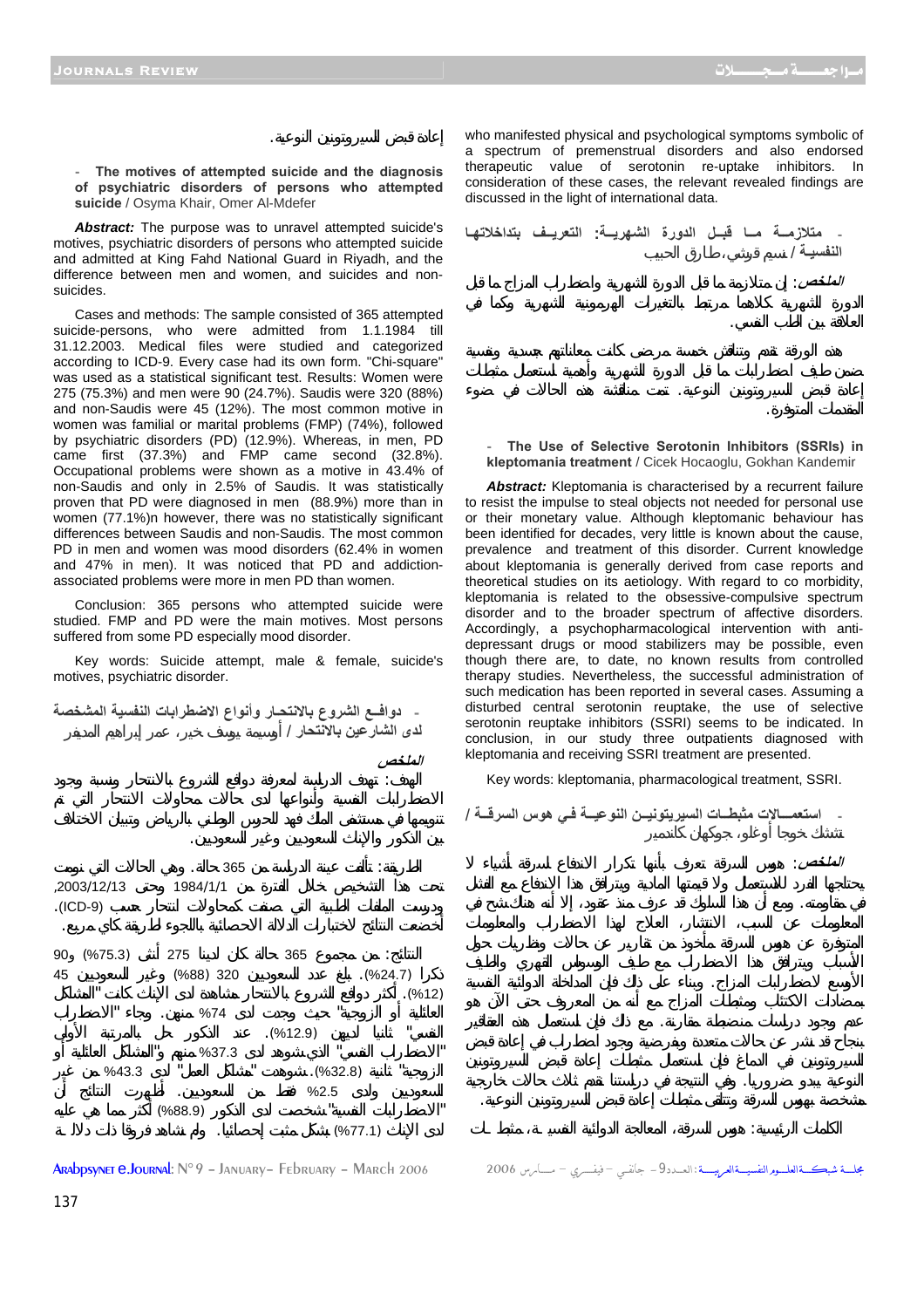إعادة قبض السيروتونين النوعية.

- **The motives of attempted suicide and the diagnosis of psychiatric disorders of persons who attempted suicide** / Osyma Khair, Omer Al-Mdefer

***Abstract:*** The purpose was to unravel attempted suicide's motives, psychiatric disorders of persons who attempted suicide and admitted at King Fahd National Guard in Riyadh, and the difference between men and women, and suicides and non-suicides.

Cases and methods: The sample consisted of 365 attempted suicide-persons, who were admitted from 1.1.1984 till 31.12.2003. Medical files were studied and categorized according to ICD-9. Every case had its own form. "Chi-square" was used as a statistical significant test. Results: Women were 275 (75.3%) and men were 90 (24.7%). Saudis were 320 (88%) and non-Saudis were 45 (12%). The most common motive in women was familial or marital problems (FMP) (74%), followed by psychiatric disorders (PD) (12.9%). Whereas, in men, PD came first (37.3%) and FMP came second (32.8%). Occupational problems were shown as a motive in 43.4% of non-Saudis and only in 2.5% of Saudis. It was statistically proven that PD were diagnosed in men (88.9%) more than in women (77.1%)n however, there was no statistically significant differences between Saudis and non-Saudis. The most common PD in men and women was mood disorders (62.4% in women and 47% in men). It was noticed that PD and addiction-associated problems were more in men PD than women.

Conclusion: 365 persons who attempted suicide were studied. FMP and PD were the main motives. Most persons suffered from some PD especially mood disorder.

Key words: Suicide attempt, male & female, suicide's motives, psychiatric disorder.

- دوافـع الشروع بالانتحـار وأنواع الاضطرابات النفسية المشخصة لدى الشارعين بالانتحار / أوسيمة يوسف خير، عمر إبراهيم المديفر

*الملخص*

الهدف: تهدف الدراسة لمعرفة دوافع الشروع بالانتحار ونسبة وجود الاضطرابات النفسية وأنواعها لدى حالات محاولات الانتحار التي تم تنويمها في مستشفى الملك فهد للحرس الوطني بالرياض وتبيان الاختلاف بين الذكور والإناث السعوديين وغير السعوديين.

الطريقة: تألفت عينة الدراسة من 365 حالة. وهي الحالات التي نومت تحت هذا التشخيص خلال الفترة من 1984/1/1 وحتى 2003/12/13، ودرست الملفات الطبية التي صنفت كمحاولات انتحار حسب (ICD-9). أخضعت النتائج لاختبارات الدلالة الاحصائية باللجوء لطريقة كاي مربع.

النتائج: من مجموع 365 حالة كان لدينا 275 أنثى (75.3%) و90 ذكرا (24.7%). بلغ عدد السعوديين 320 (88%) وغير السعوديين 45 (12%). أكثر دوافع الشروع بالانتحار مشاهدة لدى الإناث كانت "المشاكل العائلية أو الزوجية" حيث وجدت لدى 74% منهن. وجاء "الاضطراب النفسي" ثانيا لديهن (12.9%). عند الذكور حل بالمرتبة الأولى "الاضطراب النفسي" الذي شوهد لدى 37.3% منهم و"المشاكل العائلية أو الزوجية" ثانية (32.8%). شوهدت "مشاكل العمل" لدى 43.3% من غير السعوديين ولدى 2.5% فقط من السعوديين. أظهرت النتائج أن "الاضطرابات النفسية" شخصت لدى الذكور (88.9%) أكثر مما هي عليه لدى الإناث (77.1%) بشكل مثبت إحصائيا. ولم نشاهد فروقا ذات دلالة

who manifested physical and psychological symptoms symbolic of a spectrum of premenstrual disorders and also endorsed therapeutic value of serotonin re-uptake inhibitors. In consideration of these cases, the relevant revealed findings are discussed in the light of international data.

- متلازمـة مـا قبـل الدورة الشهريـة: التعريـف بتداخلاتها النفسية / نسيم قريشي، طارق الحبيب

*الملخص*: إن متلازمة ما قبل الدورة الشهرية واضطراب المزاج ما قبل الدورة الشهرية كلاهما مرتبط بالتغيرات الهرمونية الشهرية وكما في العلاقة بين الطب النفسي.

هذه الورقة تقدم وتناقش خمسة مرضى كانت معاناتهم جسدية ونفسية ضمن طيف اضطرابات ما قبل الدورة الشهرية وأهمية استعمال مثبطات إعادة قبض السيروتونين النوعية. تمت مناقشة هذه الحالات في ضوء المقدمات المتوفرة.

- **The Use of Selective Serotonin Inhibitors (SSRIs) in kleptomania treatment** / Cicek Hocaoglu, Gokhan Kandemir

***Abstract:*** Kleptomania is characterised by a recurrent failure to resist the impulse to steal objects not needed for personal use or their monetary value. Although kleptomanic behaviour has been identified for decades, very little is known about the cause, prevalence and treatment of this disorder. Current knowledge about kleptomania is generally derived from case reports and theoretical studies on its aetiology. With regard to co morbidity, kleptomania is related to the obsessive-compulsive spectrum disorder and to the broader spectrum of affective disorders. Accordingly, a psychopharmacological intervention with anti-depressant drugs or mood stabilizers may be possible, even though there are, to date, no known results from controlled therapy studies. Nevertheless, the successful administration of such medication has been reported in several cases. Assuming a disturbed central serotonin reuptake, the use of selective serotonin reuptake inhibitors (SSRI) seems to be indicated. In conclusion, in our study three outpatients diagnosed with kleptomania and receiving SSRI treatment are presented.

Key words: kleptomania, pharmacological treatment, SSRI.

- استعمـالات مثبطـات السيروتونيـن النوعيـة في هوس السرقـة / تشتك خوجا أوغلو، جوكهان كاندمير

*الملخص*: هوس السرقة تعرف بأنها تكرار الاندفاع لسرقة أشياء لا يحتاجها الفرد للاستعمال ولا قيمتها المادية ويترافق هذا الاندفاع مع الفشل في مقاومته. ومع أن هذا السلوك قد عرف منذ عقود، إلا أنه هناك شح في المعلومات عن السبب، الانتشار، العلاج لهذا الاضطراب والمعلومات المتوفرة عن هوس السرقة مأخوذ من تقارير عن حالات ونظريات حول الأسباب ويترافق هذا الاضطراب مع طيف الوسواس القهري والطيف الأوسع لاضطرابات المزاج. وبناء على ذلك فإن المداخلة الدوائية النفسية بمضادات الاكتئاب ومثبطات المزاج مع أنه من المعروف حتى الآن هو عدم وجود دراسات منضبطة مقارنة. مع ذلك فإن استعمال هذه العقاقير بنجاح قد نشر عن حالات متعددة وبفرضية وجود اضطراب في إعادة قبض السيروتونين في الدماغ فإن استعمال مثبطات إعادة قبض السيروتونين النوعية يبدو ضروريا. وفي النتيجة في دراستنا تقدم ثلاث حالات خارجية مشخصة بهوس السرقة وتتلقى مثبطات إعادة قبض السيروتونين النوعية.

الكلمات الرئيسية: هوس السرقة، المعالجة الدوائية النفسية، مثبطات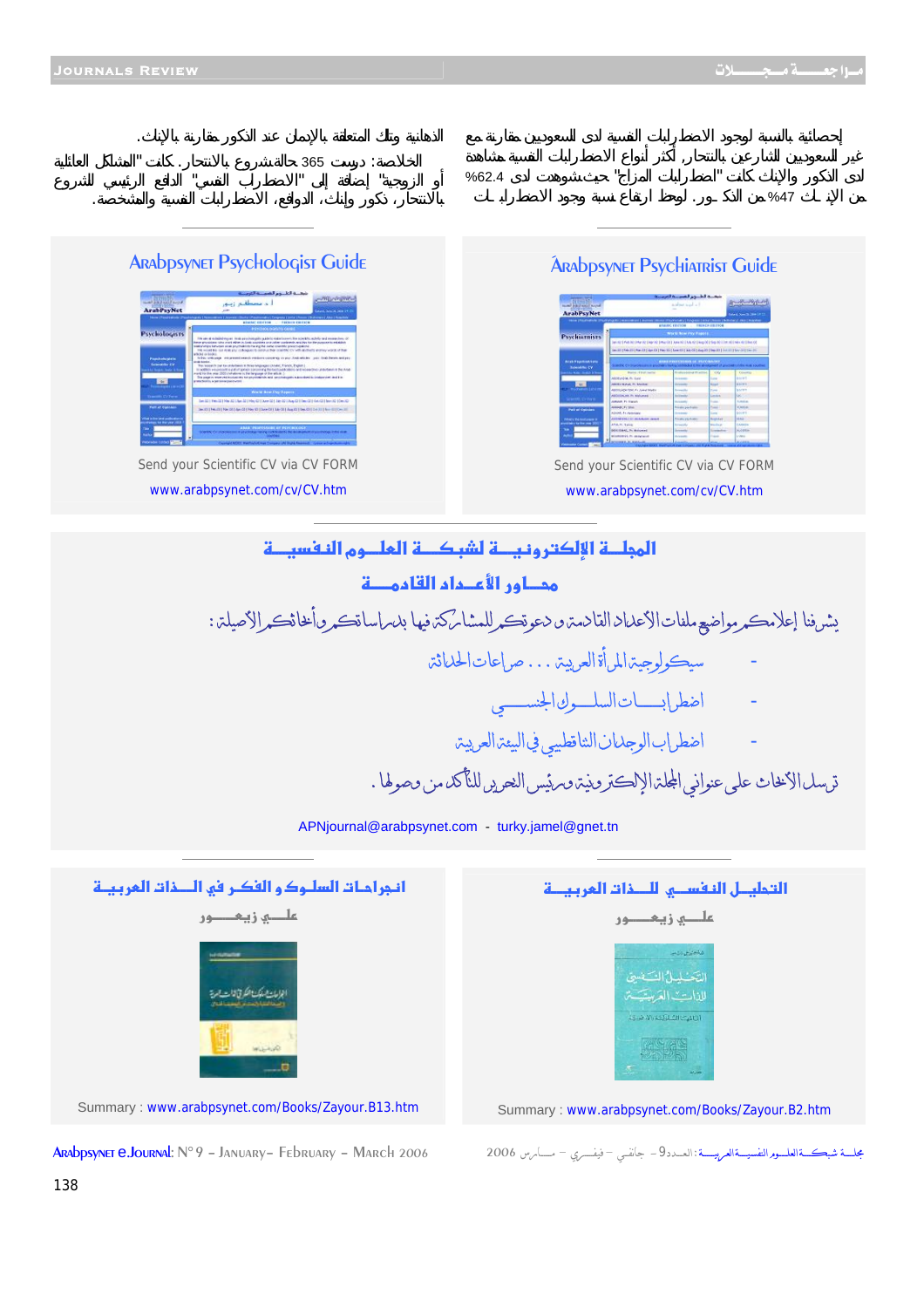إحصائية بالنسبة لوجود الاضطرابات النفسية لدى السعوديين مقارنة مع غير السعوديين الشارعين بالانتحار. أكثر أنواع الاضطرابات النفسية مشاهدة لدى الذكور والإناث كانت "اضطرابات المزاج" حيث شوهدت لدى 62.4% من الذكور و47% من الإناث. لوحظ ارتفاع نسبة وجود الاضطرابات الذهانية وتلك المتعلقة بالإدمان عند الذكور مقارنة بالإناث.

الخلاصة: درست 365 حالة شروع بالانتحار. كانت "المشاكل العائلية أو الزوجية" إضافة إلى "الاضطراب النفسي" الدافع الرئيسي للشروع بالانتحار، ذكور وإناث، الدوافع، الاضطرابات النفسية والمشخصة.

## Arabpsynet Psychiatrist Guide

Send your Scientific CV via CV FORM

www.arabpsynet.com/cv/CV.htm

## Arabpsynet Psychologist Guide

Send your Scientific CV via CV FORM

www.arabpsynet.com/cv/CV.htm

## المجلة الإلكترونية لشبكة العلوم النفسية

### محاور الأعداد القادمة

يشرفنا إعلامكم بمواضيع ملفات الأعداد القادمة و دعوتكم للمشاركة فيها بدراساتكم وأبحاثكم الأصيلة:

- سيكولوجية المرأة العربية . . . صراعات الحداثة
- اضطرابات السلوك الجنسي
- اضطراب الوجدان الثاقطبي في البيئة العربية

ترسل الأبحاث على عنواني المجلة الإلكترونية ورئيس التحرير للتأكد من وصولها.

APNjournal@arabpsynet.com - turky.jamel@gnet.tn

## التحليل النفسي للذات العربية

علي زيعور

Summary : www.arabpsynet.com/Books/Zayour.B2.htm

## انجراحات السلوك و الفكر في الذات العربية

علي زيعور

Summary : www.arabpsynet.com/Books/Zayour.B13.htm